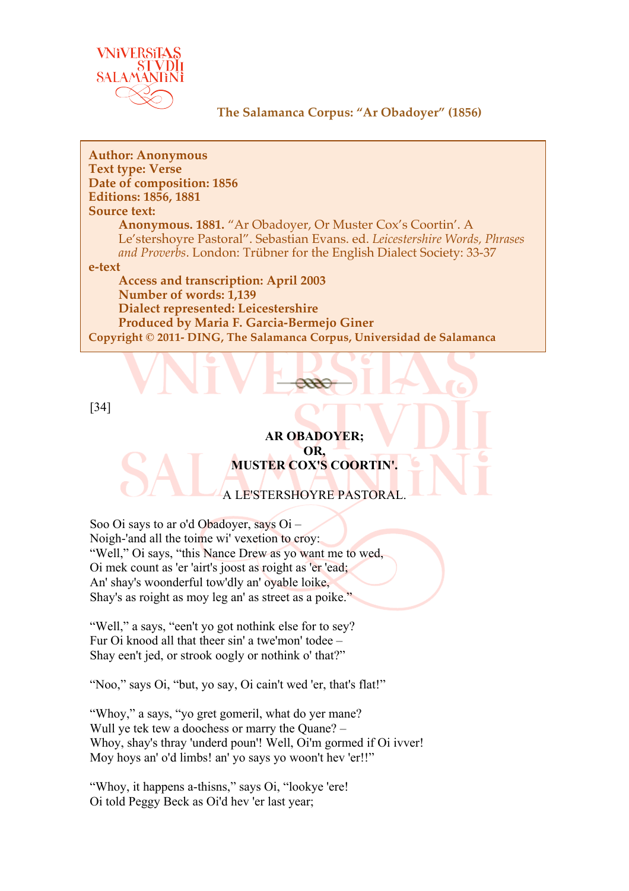**The Salamanca Corpus: "Ar Obadoyer" (1856)**

**Author: Anonymous**
**Text type: Verse**
**Date of composition: 1856**
**Editions: 1856, 1881**
**Source text:**

> **Anonymous. 1881.** "Ar Obadoyer, Or Muster Cox's Coortin'. A Le'stershoyre Pastoral". Sebastian Evans. ed. *Leicestershire Words, Phrases and Proverbs*. London: Trübner for the English Dialect Society: 33-37

**e-text**

> **Access and transcription: April 2003**
> **Number of words: 1,139**
> **Dialect represented: Leicestershire**
> **Produced by Maria F. Garcia-Bermejo Giner**

**Copyright © 2011- DING, The Salamanca Corpus, Universidad de Salamanca**

[34]

**AR OBADOYER;
OR,
MUSTER COX'S COORTIN'.**

A LE'STERSHOYRE PASTORAL.

Soo Oi says to ar o'd Obadoyer, says Oi –
Noigh-'and all the toime wi' vexetion to croy:
"Well," Oi says, "this Nance Drew as yo want me to wed,
Oi mek count as 'er 'airt's joost as roight as 'er 'ead;
An' shay's woonderful tow'dly an' oyable loike,
Shay's as roight as moy leg an' as street as a poike."

"Well," a says, "een't yo got nothink else for to sey?
Fur Oi knood all that theer sin' a twe'mon' todee –
Shay een't jed, or strook oogly or nothink o' that?"

"Noo," says Oi, "but, yo say, Oi cain't wed 'er, that's flat!"

"Whoy," a says, "yo gret gomeril, what do yer mane?
Wull ye tek tew a doochess or marry the Quane? –
Whoy, shay's thray 'underd poun'! Well, Oi'm gormed if Oi ivver!
Moy hoys an' o'd limbs! an' yo says yo woon't hev 'er!!"

"Whoy, it happens a-thisns," says Oi, "lookye 'ere!
Oi told Peggy Beck as Oi'd hev 'er last year;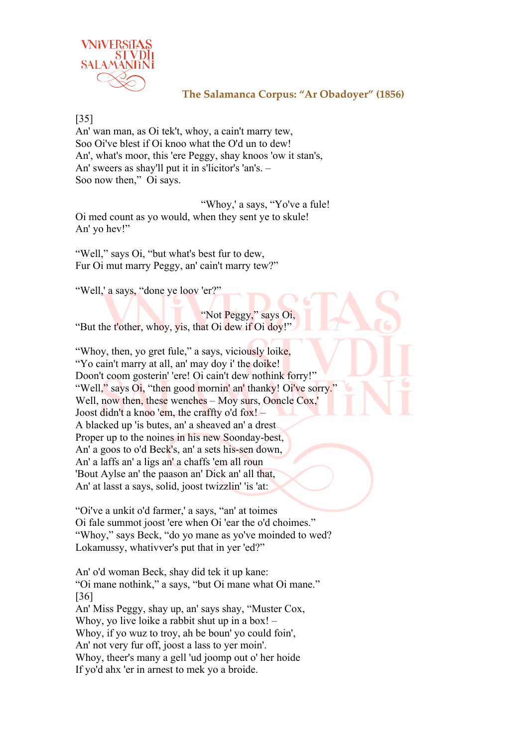[35]
An' wan man, as Oi tek't, whoy, a cain't marry tew,
Soo Oi've blest if Oi knoo what the O'd un to dew!
An', what's moor, this 'ere Peggy, shay knoos 'ow it stan's,
An' sweers as shay'll put it in s'licitor's 'an's. –
Soo now then," Oi says.

"Whoy,' a says, "Yo've a fule!
Oi med count as yo would, when they sent ye to skule!
An' yo hev!"

"Well," says Oi, "but what's best fur to dew,
Fur Oi mut marry Peggy, an' cain't marry tew?"

"Well,' a says, "done ye loov 'er?"

"Not Peggy," says Oi,
"But the t'other, whoy, yis, that Oi dew if Oi doy!"

"Whoy, then, yo gret fule," a says, viciously loike,
"Yo cain't marry at all, an' may doy i' the doike!
Doon't coom gosterin' 'ere! Oi cain't dew nothink forry!"
"Well," says Oi, "then good mornin' an' thanky! Oi've sorry."
Well, now then, these wenches – Moy surs, Ooncle Cox,'
Joost didn't a knoo 'em, the craffty o'd fox! –
A blacked up 'is butes, an' a sheaved an' a drest
Proper up to the noines in his new Soonday-best,
An' a goos to o'd Beck's, an' a sets his-sen down,
An' a laffs an' a ligs an' a chaffs 'em all roun
'Bout Aylse an' the paason an' Dick an' all that,
An' at lasst a says, solid, joost twizzlin' 'is 'at:

"Oi've a unkit o'd farmer,' a says, "an' at toimes
Oi fale summot joost 'ere when Oi 'ear the o'd choimes."
"Whoy," says Beck, "do yo mane as yo've moinded to wed?
Lokamussy, whativver's put that in yer 'ed?"

An' o'd woman Beck, shay did tek it up kane:
"Oi mane nothink," a says, "but Oi mane what Oi mane."
[36]
An' Miss Peggy, shay up, an' says shay, "Muster Cox,
Whoy, yo live loike a rabbit shut up in a box! –
Whoy, if yo wuz to troy, ah be boun' yo could foin',
An' not very fur off, joost a lass to yer moin'.
Whoy, theer's many a gell 'ud joomp out o' her hoide
If yo'd ahx 'er in arnest to mek yo a broide.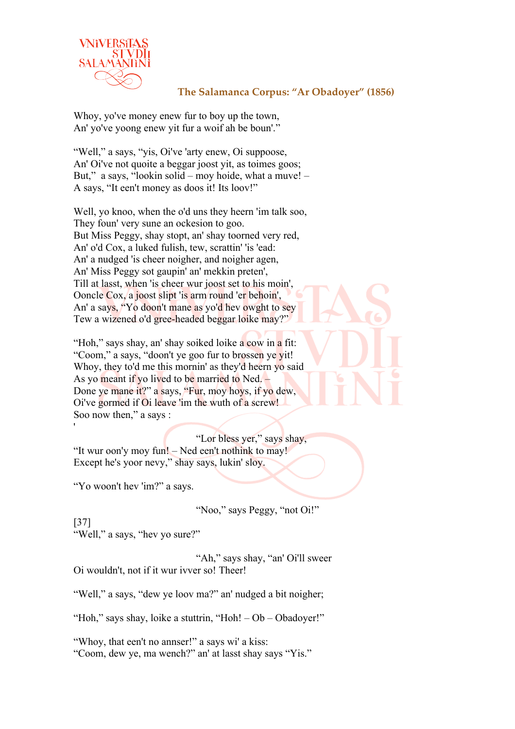Whoy, yo've money enew fur to boy up the town,
An' yo've yoong enew yit fur a woif ah be boun'."

"Well," a says, "yis, Oi've 'arty enew, Oi suppoose,
An' Oi've not quoite a beggar joost yit, as toimes goos;
But," a says, "lookin solid – moy hoide, what a muve! –
A says, "It een't money as doos it! Its loov!"

Well, yo knoo, when the o'd uns they heern 'im talk soo,
They foun' very sune an ockesion to goo.
But Miss Peggy, shay stopt, an' shay toorned very red,
An' o'd Cox, a luked fulish, tew, scrattin' 'is 'ead:
An' a nudged 'is cheer noigher, and noigher agen,
An' Miss Peggy sot gaupin' an' mekkin preten',
Till at lasst, when 'is cheer wur joost set to his moin',
Ooncle Cox, a joost slipt 'is arm round 'er behoin',
An' a says, "Yo doon't mane as yo'd hev owght to sey
Tew a wizened o'd gree-headed beggar loike may?"

"Hoh," says shay, an' shay soiked loike a cow in a fit:
"Coom," a says, "doon't ye goo fur to brossen ye yit!
Whoy, they to'd me this mornin' as they'd heern yo said
As yo meant if yo lived to be married to Ned. –
Done ye mane it?" a says, "Fur, moy hoys, if yo dew,
Oi've gormed if Oi leave 'im the wuth of a screw!
Soo now then," a says :
'
"Lor bless yer," says shay,
"It wur oon'y moy fun! – Ned een't nothink to may!
Except he's yoor nevy," shay says, lukin' sloy.

"Yo woon't hev 'im?" a says.

"Noo," says Peggy, "not Oi!"

[37]
"Well," a says, "hev yo sure?"

"Ah," says shay, "an' Oi'll sweer
Oi wouldn't, not if it wur ivver so! Theer!

"Well," a says, "dew ye loov ma?" an' nudged a bit noigher;

"Hoh," says shay, loike a stuttrin, "Hoh! – Ob – Obadoyer!"

"Whoy, that een't no annser!" a says wi' a kiss:
"Coom, dew ye, ma wench?" an' at lasst shay says "Yis."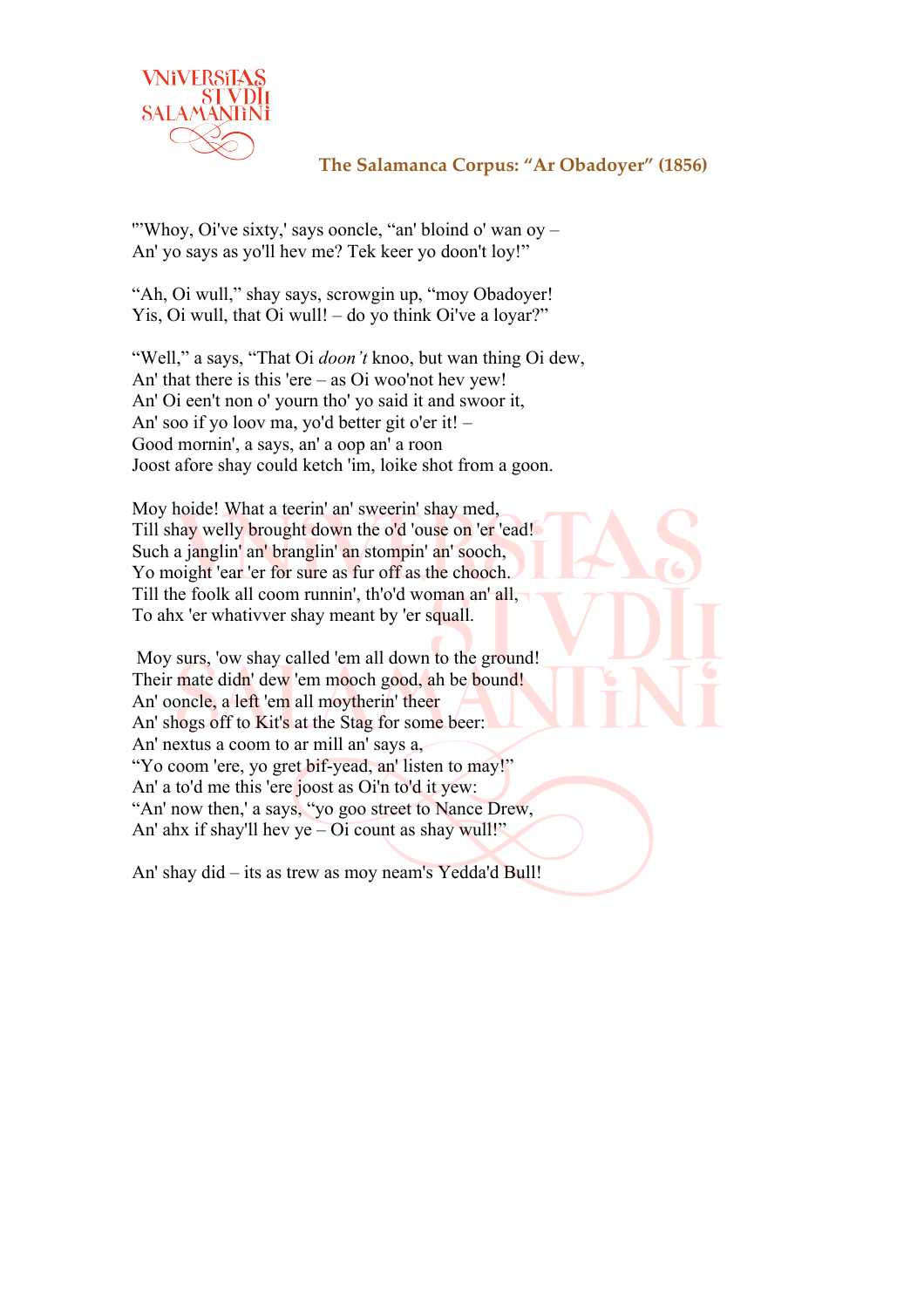"'Whoy, Oi've sixty,' says ooncle, "an' bloind o' wan oy –  
An' yo says as yo'll hev me? Tek keer yo doon't loy!"

"Ah, Oi wull," shay says, scrowgin up, "moy Obadoyer!  
Yis, Oi wull, that Oi wull! – do yo think Oi've a loyar?"

"Well," a says, "That Oi *doon't* knoo, but wan thing Oi dew,  
An' that there is this 'ere – as Oi woo'not hev yew!  
An' Oi een't non o' yourn tho' yo said it and swoor it,  
An' soo if yo loov ma, yo'd better git o'er it! –  
Good mornin', a says, an' a oop an' a roon  
Joost afore shay could ketch 'im, loike shot from a goon.

Moy hoide! What a teerin' an' sweerin' shay med,  
Till shay welly brought down the o'd 'ouse on 'er 'ead!  
Such a janglin' an' branglin' an stompin' an' sooch,  
Yo moight 'ear 'er for sure as fur off as the chooch.  
Till the foolk all coom runnin', th'o'd woman an' all,  
To ahx 'er whativver shay meant by 'er squall.

Moy surs, 'ow shay called 'em all down to the ground!  
Their mate didn' dew 'em mooch good, ah be bound!  
An' ooncle, a left 'em all moytherin' theer  
An' shogs off to Kit's at the Stag for some beer:  
An' nextus a coom to ar mill an' says a,  
"Yo coom 'ere, yo gret bif-yead, an' listen to may!"  
An' a to'd me this 'ere joost as Oi'n to'd it yew:  
"An' now then,' a says, "yo goo street to Nance Drew,  
An' ahx if shay'll hev ye – Oi count as shay wull!"

An' shay did – its as trew as moy neam's Yedda'd Bull!